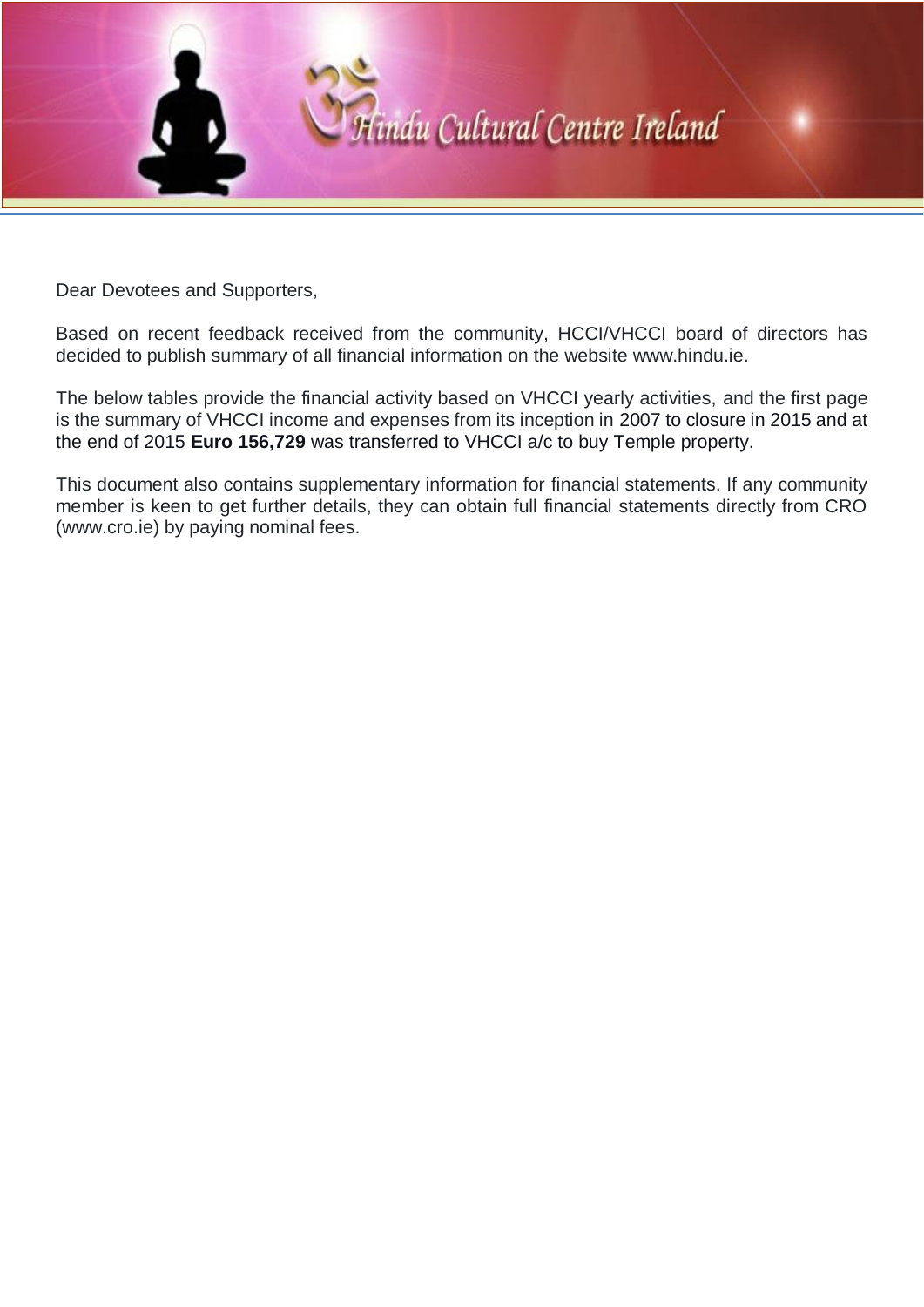# Hindu Cultural Centre Ireland

Dear Devotees and Supporters,

Based on recent feedback received from the community, HCCI/VHCCI board of directors has decided to publish summary of all financial information on the website www.hindu.ie.

The below tables provide the financial activity based on VHCCI yearly activities, and the first page is the summary of VHCCI income and expenses from its inception in 2007 to closure in 2015 and at the end of 2015 **Euro 156,729** was transferred to VHCCI a/c to buy Temple property.

This document also contains supplementary information for financial statements. If any community member is keen to get further details, they can obtain full financial statements directly from CRO (www.cro.ie) by paying nominal fees.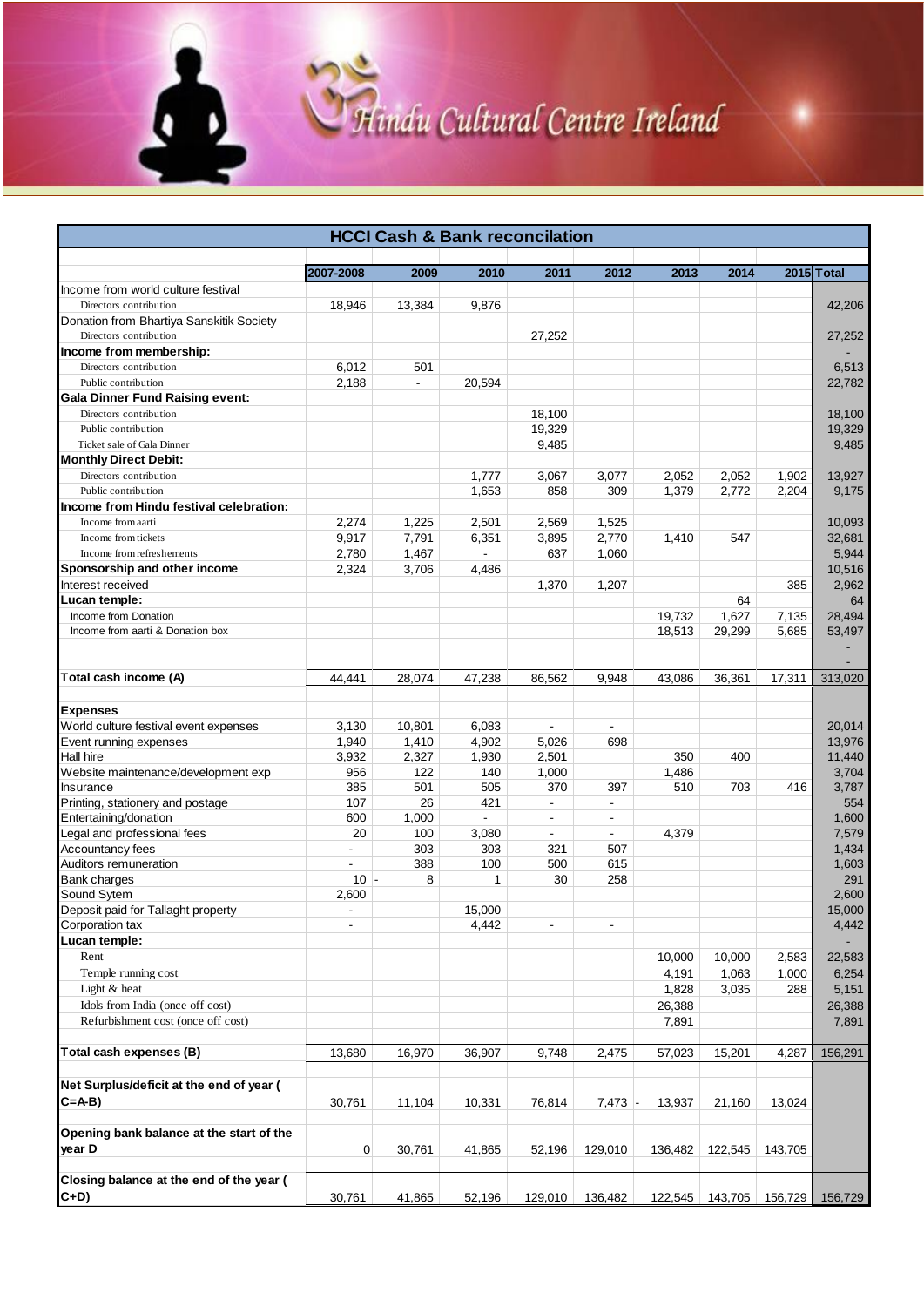# Hindu Cultural Centre Ireland

## HCCI Cash & Bank reconcilation

| | 2007-2008 | 2009 | 2010 | 2011 | 2012 | 2013 | 2014 | 2015 | Total |
|---|---|---|---|---|---|---|---|---|---|
| Income from world culture festival | | | | | | | | | |
| Directors contribution | 18,946 | 13,384 | 9,876 | | | | | | 42,206 |
| Donation from Bhartiya Sanskitik Society | | | | | | | | | |
| Directors contribution | | | | 27,252 | | | | | 27,252 |
| **Income from membership:** | | | | | | | | | - |
| Directors contribution | 6,012 | 501 | | | | | | | 6,513 |
| Public contribution | 2,188 | - | 20,594 | | | | | | 22,782 |
| **Gala Dinner Fund Raising event:** | | | | | | | | | |
| Directors contribution | | | | 18,100 | | | | | 18,100 |
| Public contribution | | | | 19,329 | | | | | 19,329 |
| Ticket sale of Gala Dinner | | | | 9,485 | | | | | 9,485 |
| **Monthly Direct Debit:** | | | | | | | | | |
| Directors contribution | | | 1,777 | 3,067 | 3,077 | 2,052 | 2,052 | 1,902 | 13,927 |
| Public contribution | | | 1,653 | 858 | 309 | 1,379 | 2,772 | 2,204 | 9,175 |
| **Income from Hindu festival celebration:** | | | | | | | | | |
| Income from aarti | 2,274 | 1,225 | 2,501 | 2,569 | 1,525 | | | | 10,093 |
| Income from tickets | 9,917 | 7,791 | 6,351 | 3,895 | 2,770 | 1,410 | 547 | | 32,681 |
| Income from refreshements | 2,780 | 1,467 | - | 637 | 1,060 | | | | 5,944 |
| **Sponsorship and other income** | 2,324 | 3,706 | 4,486 | | | | | | 10,516 |
| Interest received | | | | 1,370 | 1,207 | | | 385 | 2,962 |
| **Lucan temple:** | | | | | | | 64 | | 64 |
| Income from Donation | | | | | | 19,732 | 1,627 | 7,135 | 28,494 |
| Income from aarti & Donation box | | | | | | 18,513 | 29,299 | 5,685 | 53,497 |
| | | | | | | | | | - |
| | | | | | | | | | - |
| **Total cash income (A)** | 44,441 | 28,074 | 47,238 | 86,562 | 9,948 | 43,086 | 36,361 | 17,311 | 313,020 |
| **Expenses** | | | | | | | | | |
| World culture festival event expenses | 3,130 | 10,801 | 6,083 | - | - | | | | 20,014 |
| Event running expenses | 1,940 | 1,410 | 4,902 | 5,026 | 698 | | | | 13,976 |
| Hall hire | 3,932 | 2,327 | 1,930 | 2,501 | | 350 | 400 | | 11,440 |
| Website maintenance/development exp | 956 | 122 | 140 | 1,000 | | 1,486 | | | 3,704 |
| Insurance | 385 | 501 | 505 | 370 | 397 | 510 | 703 | 416 | 3,787 |
| Printing, stationery and postage | 107 | 26 | 421 | - | - | | | | 554 |
| Entertaining/donation | 600 | 1,000 | - | - | - | | | | 1,600 |
| Legal and professional fees | 20 | 100 | 3,080 | - | - | 4,379 | | | 7,579 |
| Accountancy fees | - | 303 | 303 | 321 | 507 | | | | 1,434 |
| Auditors remuneration | - | 388 | 100 | 500 | 615 | | | | 1,603 |
| Bank charges | 10 | - 8 | 1 | 30 | 258 | | | | 291 |
| Sound Sytem | 2,600 | | | | | | | | 2,600 |
| Deposit paid for Tallaght property | - | | 15,000 | | | | | | 15,000 |
| Corporation tax | - | | 4,442 | - | - | | | | 4,442 |
| **Lucan temple:** | | | | | | | | | - |
| Rent | | | | | | 10,000 | 10,000 | 2,583 | 22,583 |
| Temple running cost | | | | | | 4,191 | 1,063 | 1,000 | 6,254 |
| Light & heat | | | | | | 1,828 | 3,035 | 288 | 5,151 |
| Idols from India (once off cost) | | | | | | 26,388 | | | 26,388 |
| Refurbishment cost (once off cost) | | | | | | 7,891 | | | 7,891 |
| **Total cash expenses (B)** | 13,680 | 16,970 | 36,907 | 9,748 | 2,475 | 57,023 | 15,201 | 4,287 | 156,291 |
| **Net Surplus/deficit at the end of year ( C=A-B)** | 30,761 | 11,104 | 10,331 | 76,814 | 7,473 | - 13,937 | 21,160 | 13,024 | |
| **Opening bank balance at the start of the year D** | 0 | 30,761 | 41,865 | 52,196 | 129,010 | 136,482 | 122,545 | 143,705 | |
| **Closing balance at the end of the year ( C+D)** | 30,761 | 41,865 | 52,196 | 129,010 | 136,482 | 122,545 | 143,705 | 156,729 | 156,729 |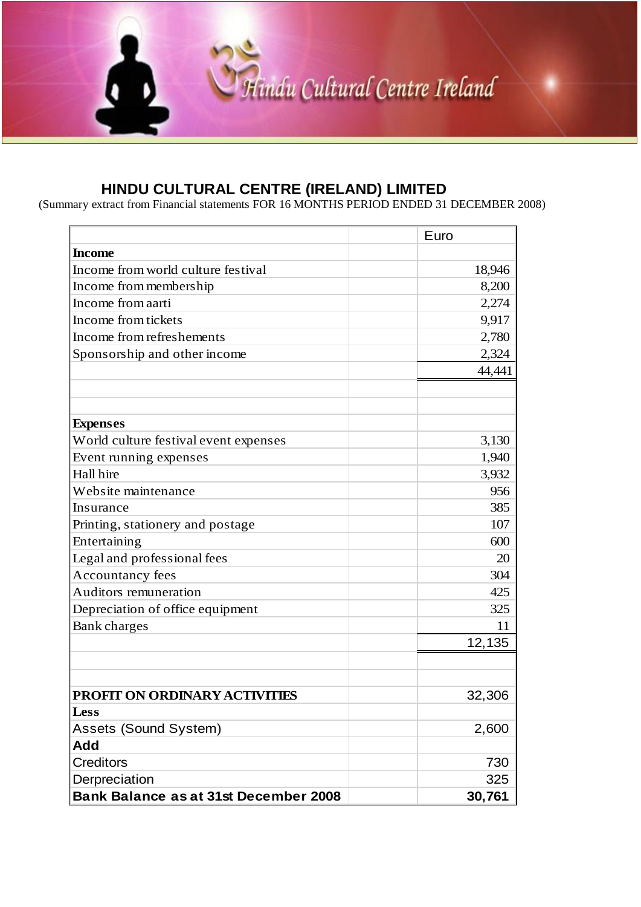Hindu Cultural Centre Ireland

## HINDU CULTURAL CENTRE (IRELAND) LIMITED

(Summary extract from Financial statements FOR 16 MONTHS PERIOD ENDED 31 DECEMBER 2008)

| | | Euro |
|---|---|---|
| **Income** | | |
| Income from world culture festival | | 18,946 |
| Income from membership | | 8,200 |
| Income from aarti | | 2,274 |
| Income from tickets | | 9,917 |
| Income from refreshements | | 2,780 |
| Sponsorship and other income | | 2,324 |
| | | 44,441 |
| | | |
| | | |
| **Expenses** | | |
| World culture festival event expenses | | 3,130 |
| Event running expenses | | 1,940 |
| Hall hire | | 3,932 |
| Website maintenance | | 956 |
| Insurance | | 385 |
| Printing, stationery and postage | | 107 |
| Entertaining | | 600 |
| Legal and professional fees | | 20 |
| Accountancy fees | | 304 |
| Auditors remuneration | | 425 |
| Depreciation of office equipment | | 325 |
| Bank charges | | 11 |
| | | 12,135 |
| | | |
| | | |
| **PROFIT ON ORDINARY ACTIVITIES** | | 32,306 |
| **Less** | | |
| Assets (Sound System) | | 2,600 |
| **Add** | | |
| Creditors | | 730 |
| Derpreciation | | 325 |
| **Bank Balance as at 31st December 2008** | | **30,761** |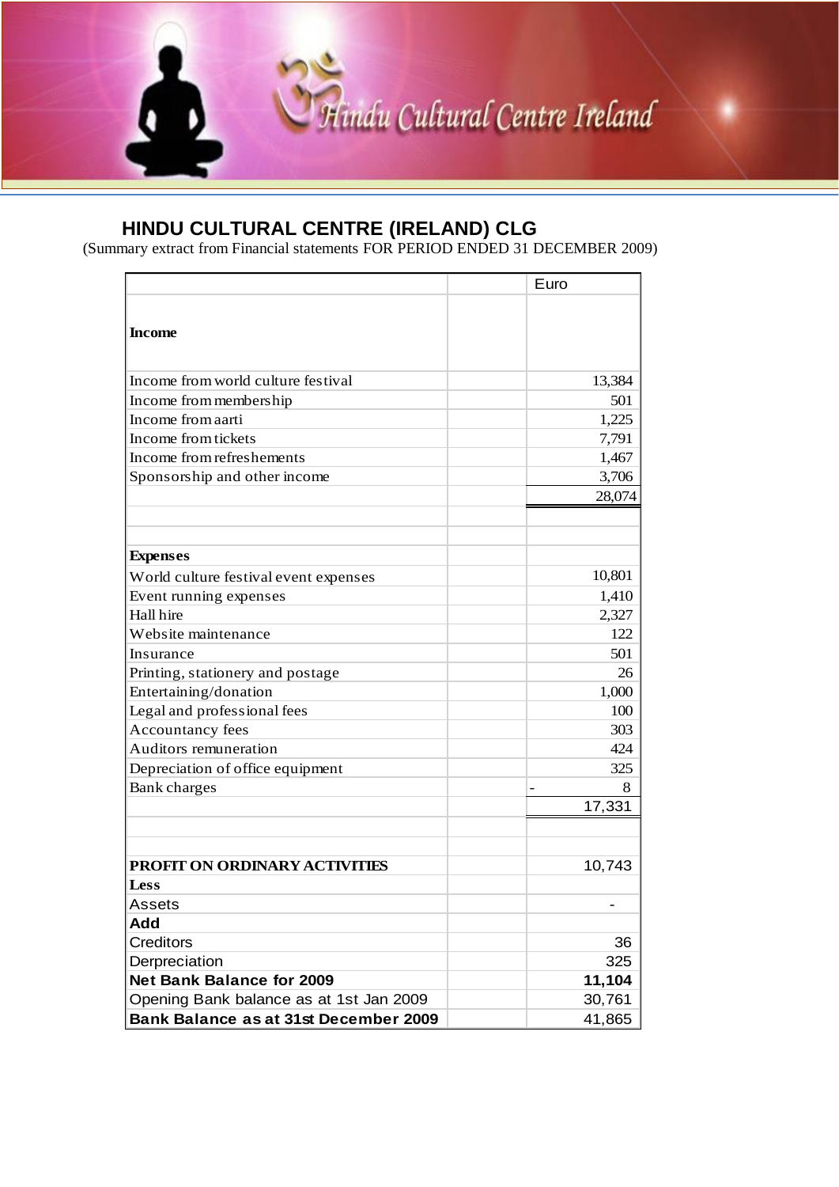Hindu Cultural Centre Ireland

# HINDU CULTURAL CENTRE (IRELAND) CLG

(Summary extract from Financial statements FOR PERIOD ENDED 31 DECEMBER 2009)

| | | Euro |
|---|---|---|
| **Income** | | |
| Income from world culture festival | | 13,384 |
| Income from membership | | 501 |
| Income from aarti | | 1,225 |
| Income from tickets | | 7,791 |
| Income from refreshements | | 1,467 |
| Sponsorship and other income | | 3,706 |
| | | 28,074 |
| | | |
| | | |
| **Expenses** | | |
| World culture festival event expenses | | 10,801 |
| Event running expenses | | 1,410 |
| Hall hire | | 2,327 |
| Website maintenance | | 122 |
| Insurance | | 501 |
| Printing, stationery and postage | | 26 |
| Entertaining/donation | | 1,000 |
| Legal and professional fees | | 100 |
| Accountancy fees | | 303 |
| Auditors remuneration | | 424 |
| Depreciation of office equipment | | 325 |
| Bank charges | | - 8 |
| | | 17,331 |
| | | |
| | | |
| **PROFIT ON ORDINARY ACTIVITIES** | | 10,743 |
| **Less** | | |
| Assets | | - |
| **Add** | | |
| Creditors | | 36 |
| Derpreciation | | 325 |
| **Net Bank Balance for 2009** | | **11,104** |
| Opening Bank balance as at 1st Jan 2009 | | 30,761 |
| **Bank Balance as at 31st December 2009** | | 41,865 |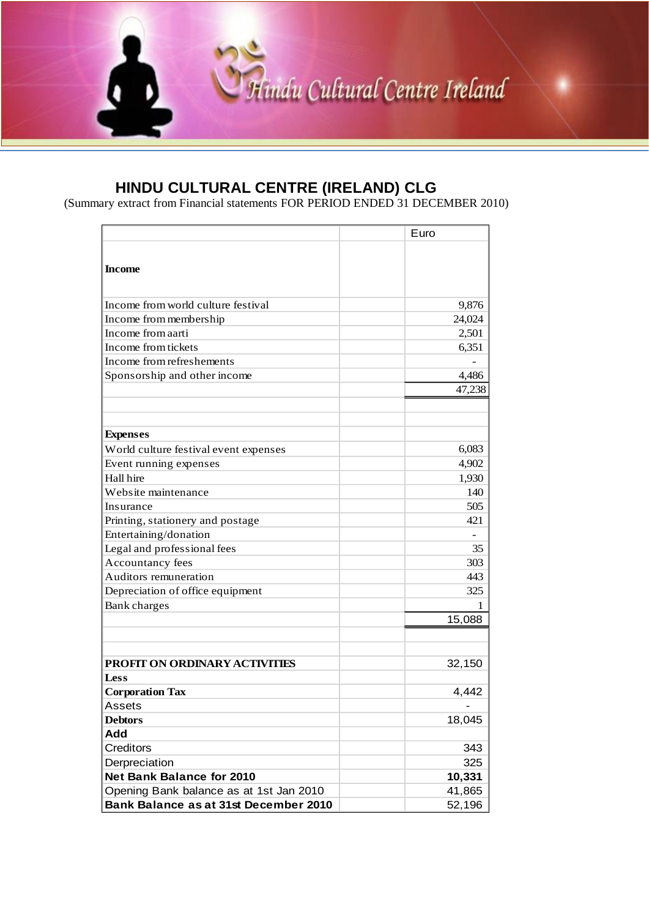Hindu Cultural Centre Ireland

# HINDU CULTURAL CENTRE (IRELAND) CLG

(Summary extract from Financial statements FOR PERIOD ENDED 31 DECEMBER 2010)

| | | Euro |
|---|---|---|
| **Income** | | |
| Income from world culture festival | | 9,876 |
| Income from membership | | 24,024 |
| Income from aarti | | 2,501 |
| Income from tickets | | 6,351 |
| Income from refreshements | | - |
| Sponsorship and other income | | 4,486 |
| | | 47,238 |
| | | |
| | | |
| **Expenses** | | |
| World culture festival event expenses | | 6,083 |
| Event running expenses | | 4,902 |
| Hall hire | | 1,930 |
| Website maintenance | | 140 |
| Insurance | | 505 |
| Printing, stationery and postage | | 421 |
| Entertaining/donation | | - |
| Legal and professional fees | | 35 |
| Accountancy fees | | 303 |
| Auditors remuneration | | 443 |
| Depreciation of office equipment | | 325 |
| Bank charges | | 1 |
| | | 15,088 |
| | | |
| | | |
| **PROFIT ON ORDINARY ACTIVITIES** | | 32,150 |
| **Less** | | |
| **Corporation Tax** | | 4,442 |
| Assets | | - |
| **Debtors** | | 18,045 |
| **Add** | | |
| Creditors | | 343 |
| Derpreciation | | 325 |
| **Net Bank Balance for 2010** | | **10,331** |
| Opening Bank balance as at 1st Jan 2010 | | 41,865 |
| **Bank Balance as at 31st December 2010** | | 52,196 |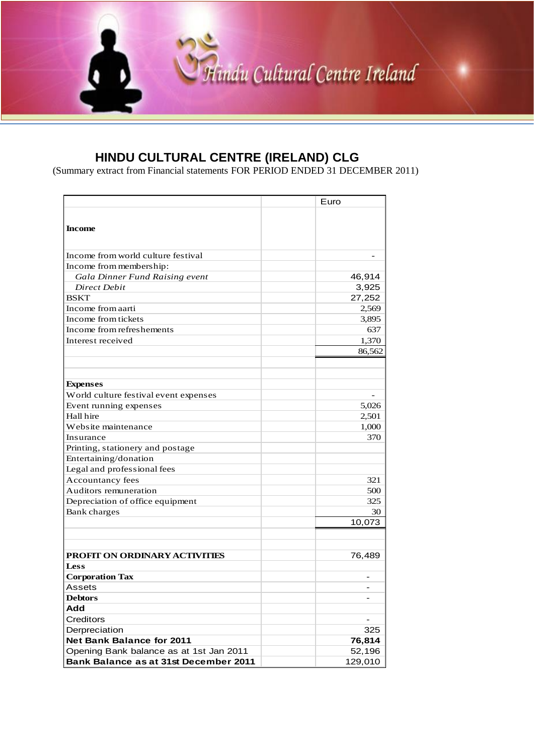# HINDU CULTURAL CENTRE (IRELAND) CLG

(Summary extract from Financial statements FOR PERIOD ENDED 31 DECEMBER 2011)

| | | Euro |
|---|---|---|
| **Income** | | |
| Income from world culture festival | | - |
| Income from membership: | | |
| *Gala Dinner Fund Raising event* | | 46,914 |
| *Direct Debit* | | 3,925 |
| BSKT | | 27,252 |
| Income from aarti | | 2,569 |
| Income from tickets | | 3,895 |
| Income from refreshements | | 637 |
| Interest received | | 1,370 |
| | | 86,562 |
| | | |
| | | |
| **Expenses** | | |
| World culture festival event expenses | | - |
| Event running expenses | | 5,026 |
| Hall hire | | 2,501 |
| Website maintenance | | 1,000 |
| Insurance | | 370 |
| Printing, stationery and postage | | |
| Entertaining/donation | | |
| Legal and professional fees | | |
| Accountancy fees | | 321 |
| Auditors remuneration | | 500 |
| Depreciation of office equipment | | 325 |
| Bank charges | | 30 |
| | | 10,073 |
| | | |
| | | |
| **PROFIT ON ORDINARY ACTIVITIES** | | 76,489 |
| **Less** | | |
| **Corporation Tax** | | - |
| Assets | | - |
| **Debtors** | | - |
| **Add** | | |
| Creditors | | - |
| Derpreciation | | 325 |
| **Net Bank Balance for 2011** | | **76,814** |
| Opening Bank balance as at 1st Jan 2011 | | 52,196 |
| **Bank Balance as at 31st December 2011** | | 129,010 |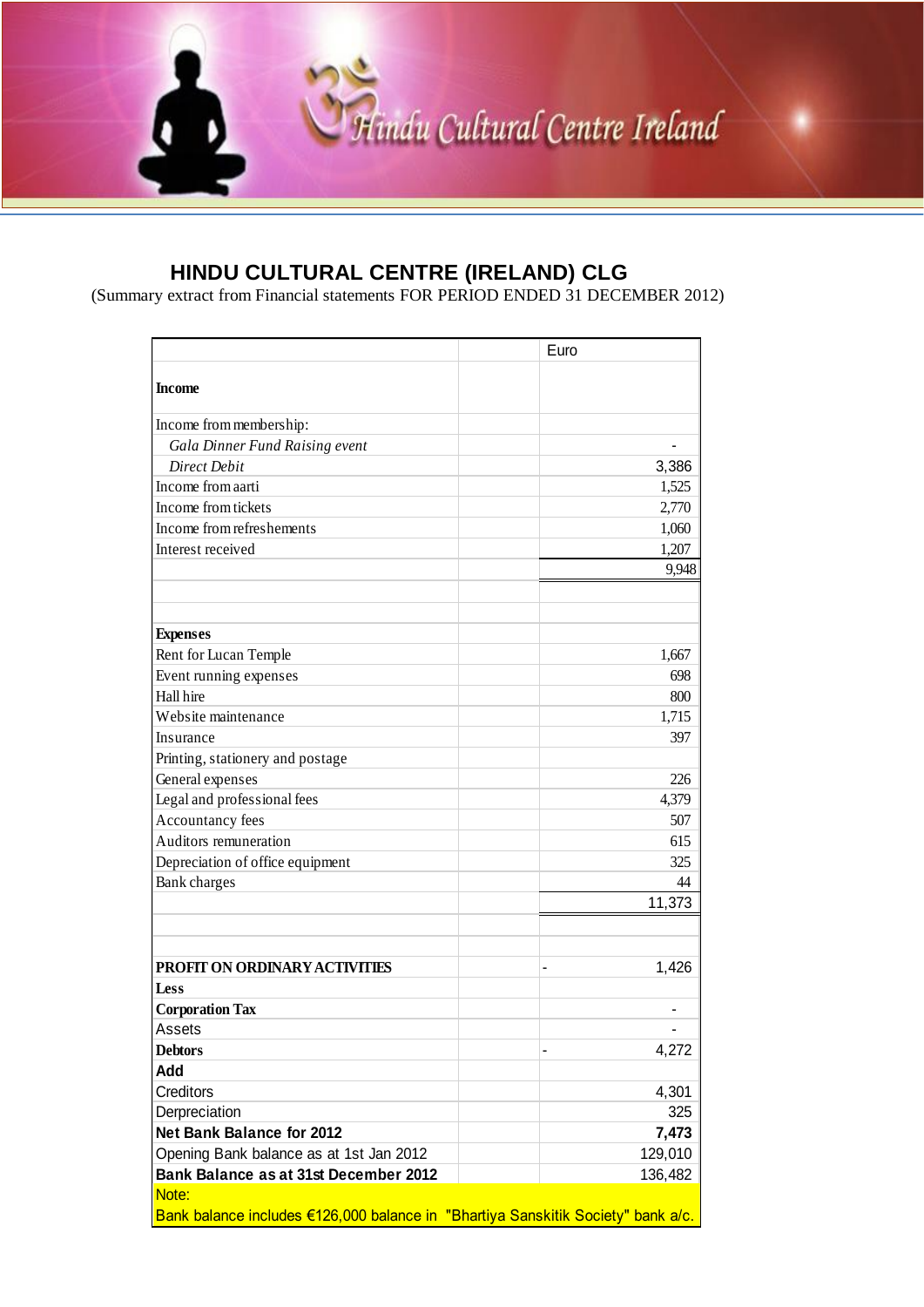Hindu Cultural Centre Ireland

# HINDU CULTURAL CENTRE (IRELAND) CLG

(Summary extract from Financial statements FOR PERIOD ENDED 31 DECEMBER 2012)

| | | Euro |
|---|---|---|
| **Income** | | |
| Income from membership: | | |
| *Gala Dinner Fund Raising event* | | - |
| *Direct Debit* | | 3,386 |
| Income from aarti | | 1,525 |
| Income from tickets | | 2,770 |
| Income from refreshements | | 1,060 |
| Interest received | | 1,207 |
| | | 9,948 |
| | | |
| | | |
| **Expenses** | | |
| Rent for Lucan Temple | | 1,667 |
| Event running expenses | | 698 |
| Hall hire | | 800 |
| Website maintenance | | 1,715 |
| Insurance | | 397 |
| Printing, stationery and postage | | |
| General expenses | | 226 |
| Legal and professional fees | | 4,379 |
| Accountancy fees | | 507 |
| Auditors remuneration | | 615 |
| Depreciation of office equipment | | 325 |
| Bank charges | | 44 |
| | | 11,373 |
| | | |
| | | |
| **PROFIT ON ORDINARY ACTIVITIES** | | - 1,426 |
| **Less** | | |
| **Corporation Tax** | | - |
| Assets | | - |
| **Debtors** | | - 4,272 |
| **Add** | | |
| Creditors | | 4,301 |
| Derpreciation | | 325 |
| **Net Bank Balance for 2012** | | **7,473** |
| Opening Bank balance as at 1st Jan 2012 | | 129,010 |
| **Bank Balance as at 31st December 2012** | | 136,482 |
| Note: | | |
| Bank balance includes €126,000 balance in "Bhartiya Sanskitik Society" bank a/c. | | |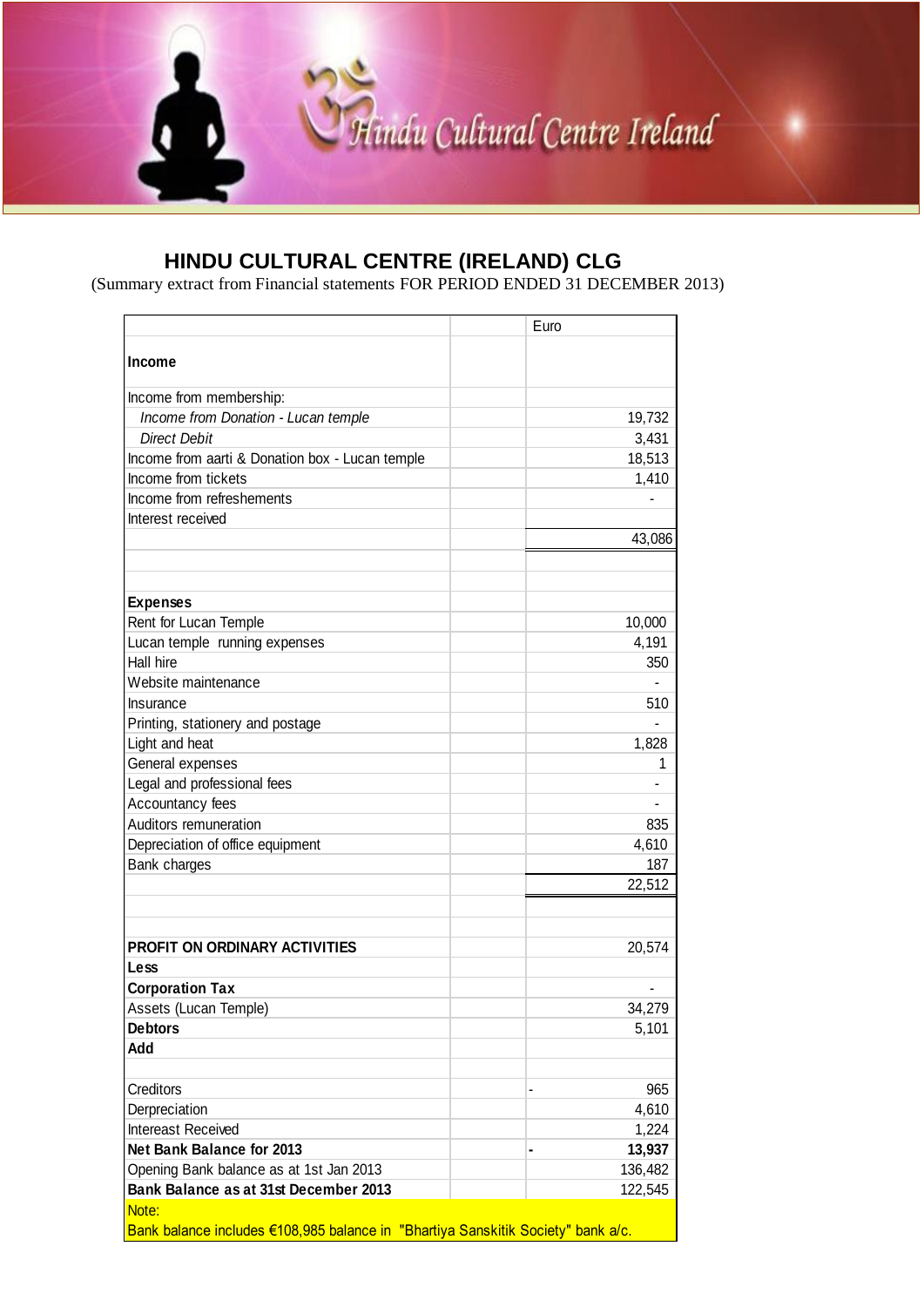Hindu Cultural Centre Ireland

# HINDU CULTURAL CENTRE (IRELAND) CLG

(Summary extract from Financial statements FOR PERIOD ENDED 31 DECEMBER 2013)

| | | Euro |
|---|---|---|
| **Income** | | |
| Income from membership: | | |
| *Income from Donation - Lucan temple* | | 19,732 |
| *Direct Debit* | | 3,431 |
| Income from aarti & Donation box - Lucan temple | | 18,513 |
| Income from tickets | | 1,410 |
| Income from refreshements | | - |
| Interest received | | |
| | | 43,086 |
| | | |
| | | |
| **Expenses** | | |
| Rent for Lucan Temple | | 10,000 |
| Lucan temple running expenses | | 4,191 |
| Hall hire | | 350 |
| Website maintenance | | - |
| Insurance | | 510 |
| Printing, stationery and postage | | - |
| Light and heat | | 1,828 |
| General expenses | | 1 |
| Legal and professional fees | | - |
| Accountancy fees | | - |
| Auditors remuneration | | 835 |
| Depreciation of office equipment | | 4,610 |
| Bank charges | | 187 |
| | | 22,512 |
| | | |
| | | |
| **PROFIT ON ORDINARY ACTIVITIES** | | 20,574 |
| **Less** | | |
| **Corporation Tax** | | - |
| Assets (Lucan Temple) | | 34,279 |
| **Debtors** | | 5,101 |
| **Add** | | |
| | | |
| Creditors | | - 965 |
| Derpreciation | | 4,610 |
| Intereast Received | | 1,224 |
| **Net Bank Balance for 2013** | | **- 13,937** |
| Opening Bank balance as at 1st Jan 2013 | | 136,482 |
| **Bank Balance as at 31st December 2013** | | 122,545 |

Note:
Bank balance includes €108,985 balance in "Bhartiya Sanskitik Society" bank a/c.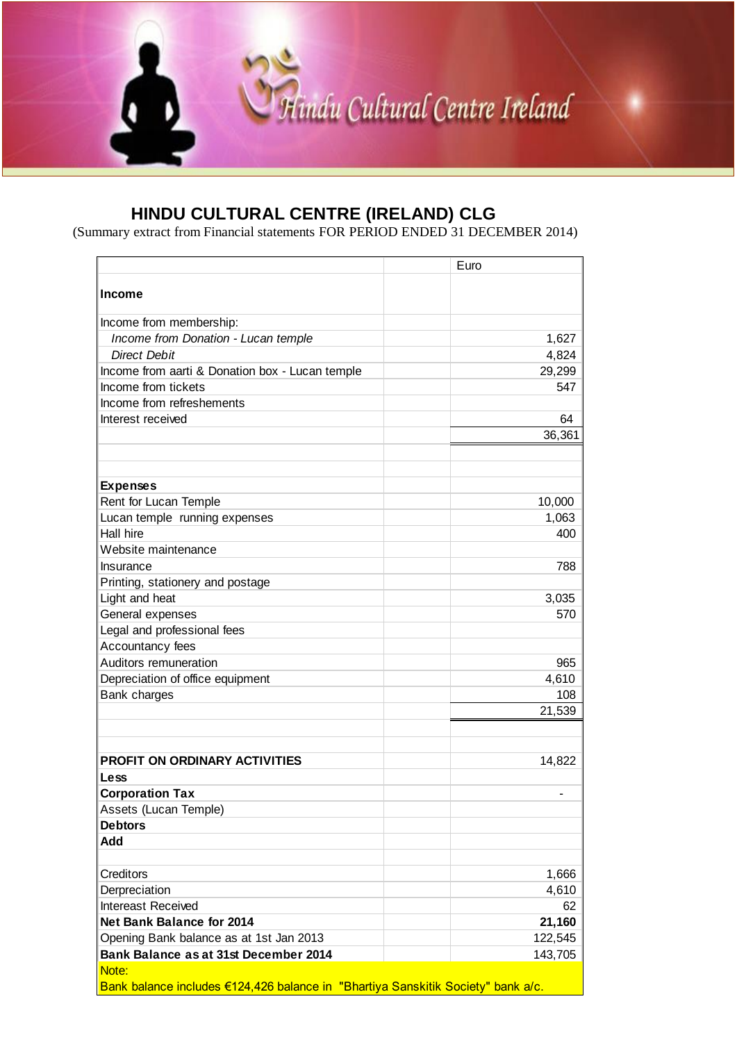Hindu Cultural Centre Ireland

# HINDU CULTURAL CENTRE (IRELAND) CLG

(Summary extract from Financial statements FOR PERIOD ENDED 31 DECEMBER 2014)

| | | Euro |
|---|---|---|
| **Income** | | |
| Income from membership: | | |
| *Income from Donation - Lucan temple* | | 1,627 |
| *Direct Debit* | | 4,824 |
| Income from aarti & Donation box - Lucan temple | | 29,299 |
| Income from tickets | | 547 |
| Income from refreshements | | |
| Interest received | | 64 |
| | | 36,361 |
| | | |
| **Expenses** | | |
| Rent for Lucan Temple | | 10,000 |
| Lucan temple running expenses | | 1,063 |
| Hall hire | | 400 |
| Website maintenance | | |
| Insurance | | 788 |
| Printing, stationery and postage | | |
| Light and heat | | 3,035 |
| General expenses | | 570 |
| Legal and professional fees | | |
| Accountancy fees | | |
| Auditors remuneration | | 965 |
| Depreciation of office equipment | | 4,610 |
| Bank charges | | 108 |
| | | 21,539 |
| | | |
| **PROFIT ON ORDINARY ACTIVITIES** | | 14,822 |
| **Less** | | |
| **Corporation Tax** | | - |
| Assets (Lucan Temple) | | |
| **Debtors** | | |
| **Add** | | |
| | | |
| Creditors | | 1,666 |
| Derpreciation | | 4,610 |
| Intereast Received | | 62 |
| **Net Bank Balance for 2014** | | **21,160** |
| Opening Bank balance as at 1st Jan 2013 | | 122,545 |
| **Bank Balance as at 31st December 2014** | | 143,705 |

Note:
Bank balance includes €124,426 balance in "Bhartiya Sanskitik Society" bank a/c.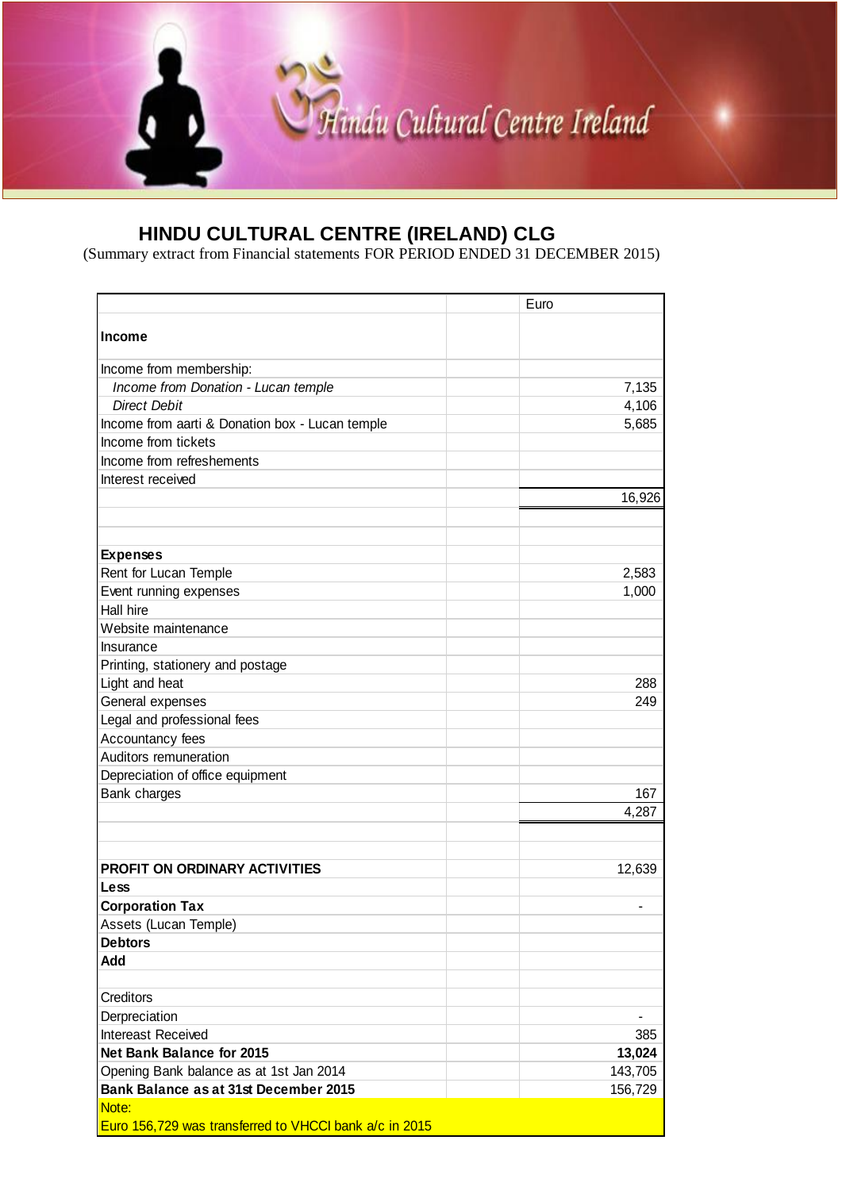Hindu Cultural Centre Ireland

## HINDU CULTURAL CENTRE (IRELAND) CLG

(Summary extract from Financial statements FOR PERIOD ENDED 31 DECEMBER 2015)

| | | Euro |
|---|---|---|
| **Income** | | |
| Income from membership: | | |
| *Income from Donation - Lucan temple* | | 7,135 |
| *Direct Debit* | | 4,106 |
| Income from aarti & Donation box - Lucan temple | | 5,685 |
| Income from tickets | | |
| Income from refreshements | | |
| Interest received | | |
| | | 16,926 |
| | | |
| | | |
| **Expenses** | | |
| Rent for Lucan Temple | | 2,583 |
| Event running expenses | | 1,000 |
| Hall hire | | |
| Website maintenance | | |
| Insurance | | |
| Printing, stationery and postage | | |
| Light and heat | | 288 |
| General expenses | | 249 |
| Legal and professional fees | | |
| Accountancy fees | | |
| Auditors remuneration | | |
| Depreciation of office equipment | | |
| Bank charges | | 167 |
| | | 4,287 |
| | | |
| | | |
| **PROFIT ON ORDINARY ACTIVITIES** | | 12,639 |
| **Less** | | |
| **Corporation Tax** | | - |
| Assets (Lucan Temple) | | |
| **Debtors** | | |
| **Add** | | |
| | | |
| Creditors | | |
| Derpreciation | | - |
| Intereast Received | | 385 |
| **Net Bank Balance for 2015** | | **13,024** |
| Opening Bank balance as at 1st Jan 2014 | | 143,705 |
| **Bank Balance as at 31st December 2015** | | 156,729 |
| Note: | | |
| Euro 156,729 was transferred to VHCCI bank a/c in 2015 | | |